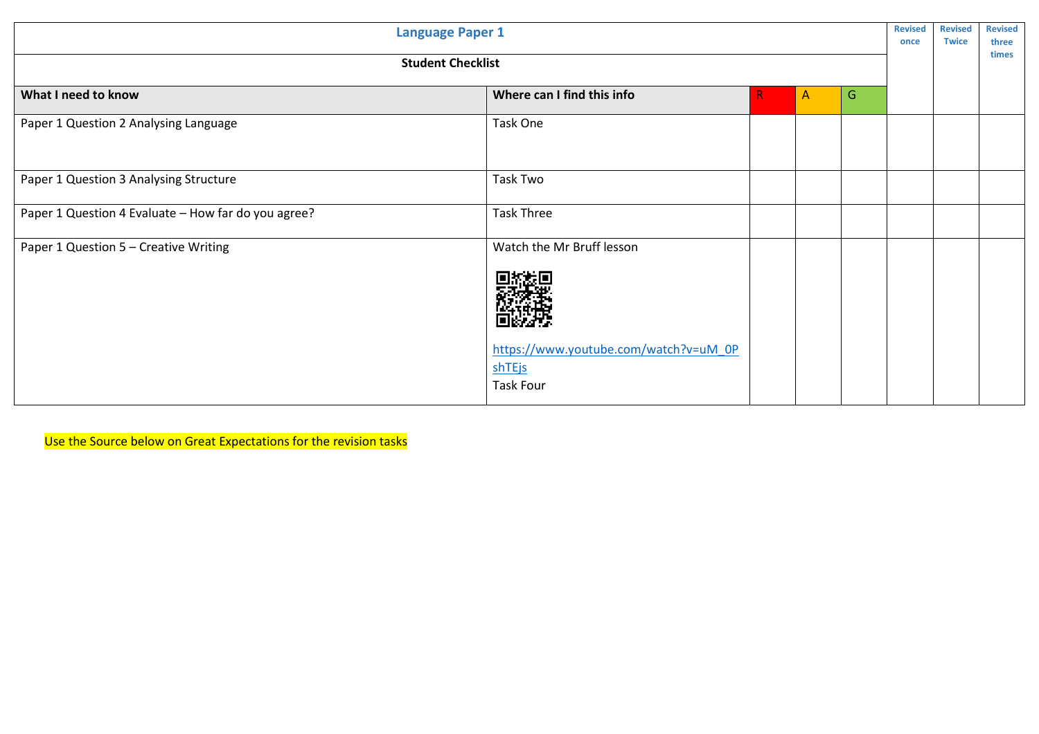| Language Paper 1 | | | | | Revised once | Revised Twice | Revised three times |
|---|---|---|---|---|---|---|---|
| **Student Checklist** | | | | | | | |
| **What I need to know** | **Where can I find this info** | R | A | G | | | |
| Paper 1 Question 2 Analysing Language | Task One | | | | | | |
| Paper 1 Question 3 Analysing Structure | Task Two | | | | | | |
| Paper 1 Question 4 Evaluate – How far do you agree? | Task Three | | | | | | |
| Paper 1 Question 5 – Creative Writing | Watch the Mr Bruff lesson<br><br>[https://www.youtube.com/watch?v=uM_0PshTEjs](https://www.youtube.com/watch?v=uM_0PshTEjs)<br>Task Four | | | | | | |

Use the Source below on Great Expectations for the revision tasks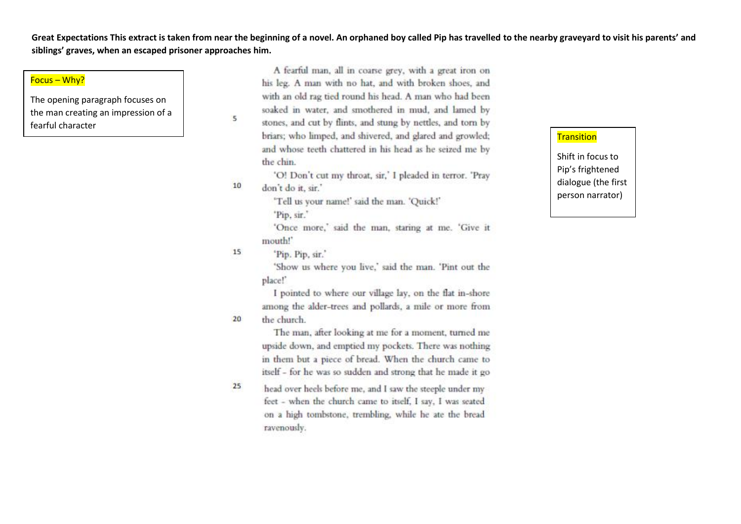**Great Expectations This extract is taken from near the beginning of a novel. An orphaned boy called Pip has travelled to the nearby graveyard to visit his parents' and siblings' graves, when an escaped prisoner approaches him.**

> Focus – Why?
>
> The opening paragraph focuses on the man creating an impression of a fearful character

A fearful man, all in coarse grey, with a great iron on his leg. A man with no hat, and with broken shoes, and with an old rag tied round his head. A man who had been soaked in water, and smothered in mud, and lamed by stones, and cut by flints, and stung by nettles, and torn by briars; who limped, and shivered, and glared and growled; and whose teeth chattered in his head as he seized me by the chin. (5)

'O! Don't cut my throat, sir,' I pleaded in terror. 'Pray don't do it, sir.' (10)

'Tell us your name!' said the man. 'Quick!'

'Pip, sir.'

'Once more,' said the man, staring at me. 'Give it mouth!'

'Pip. Pip, sir.' (15)

'Show us where you live,' said the man. 'Pint out the place!'

I pointed to where our village lay, on the flat in-shore among the alder-trees and pollards, a mile or more from the church. (20)

The man, after looking at me for a moment, turned me upside down, and emptied my pockets. There was nothing in them but a piece of bread. When the church came to itself - for he was so sudden and strong that he made it go head over heels before me, and I saw the steeple under my feet - when the church came to itself, I say, I was seated on a high tombstone, trembling, while he ate the bread ravenously. (25)

> Transition
>
> Shift in focus to Pip's frightened dialogue (the first person narrator)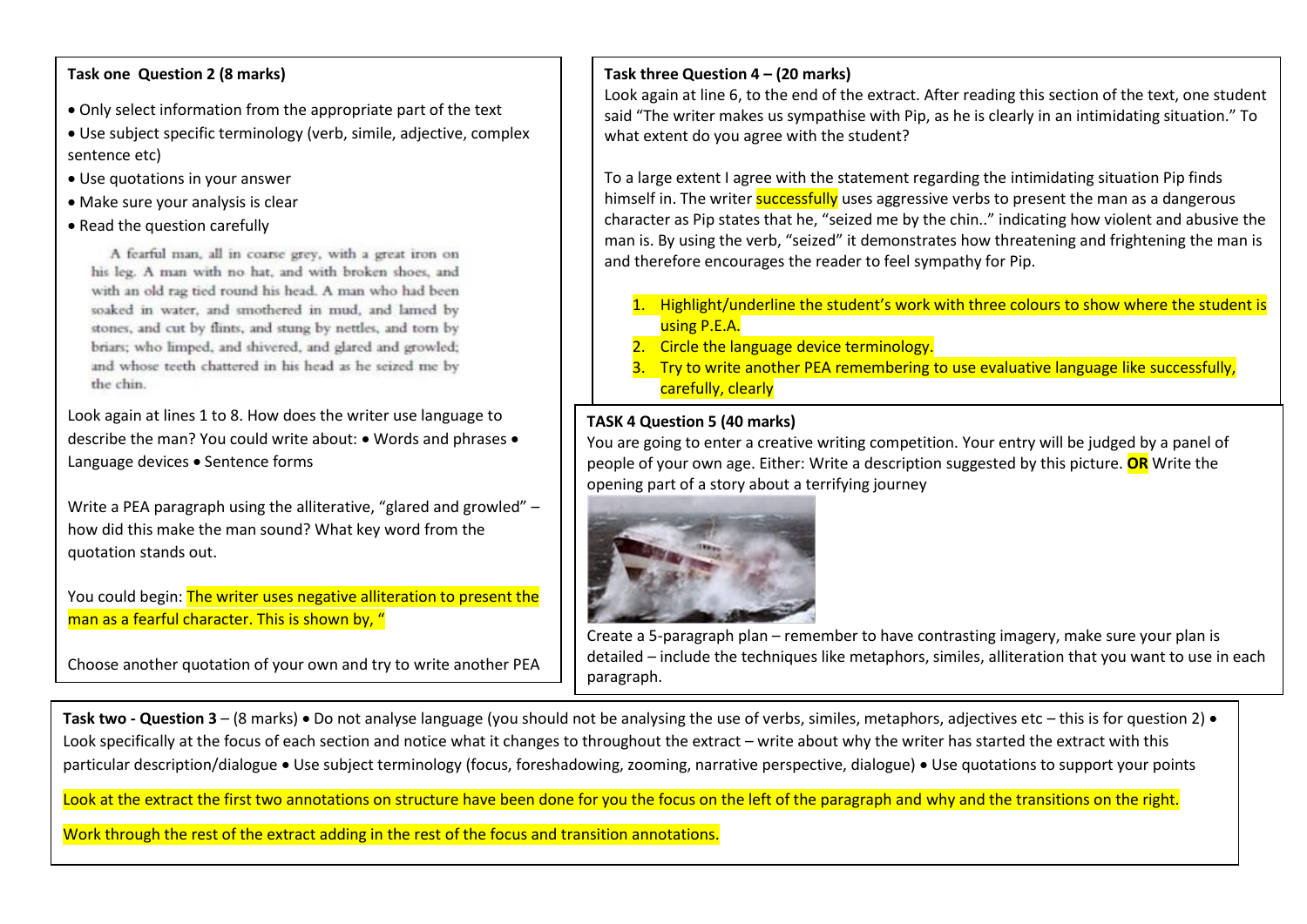**Task one Question 2 (8 marks)**

- Only select information from the appropriate part of the text
- Use subject specific terminology (verb, simile, adjective, complex sentence etc)
- Use quotations in your answer
- Make sure your analysis is clear
- Read the question carefully

A fearful man, all in coarse grey, with a great iron on his leg. A man with no hat, and with broken shoes, and with an old rag tied round his head. A man who had been soaked in water, and smothered in mud, and lamed by stones, and cut by flints, and stung by nettles, and torn by briars; who limped, and shivered, and glared and growled; and whose teeth chattered in his head as he seized me by the chin.

Look again at lines 1 to 8. How does the writer use language to describe the man? You could write about: • Words and phrases • Language devices • Sentence forms

Write a PEA paragraph using the alliterative, "glared and growled" – how did this make the man sound? What key word from the quotation stands out.

You could begin: The writer uses negative alliteration to present the man as a fearful character. This is shown by, "

Choose another quotation of your own and try to write another PEA

**Task three Question 4 – (20 marks)**

Look again at line 6, to the end of the extract. After reading this section of the text, one student said "The writer makes us sympathise with Pip, as he is clearly in an intimidating situation." To what extent do you agree with the student?

To a large extent I agree with the statement regarding the intimidating situation Pip finds himself in. The writer successfully uses aggressive verbs to present the man as a dangerous character as Pip states that he, "seized me by the chin.." indicating how violent and abusive the man is. By using the verb, "seized" it demonstrates how threatening and frightening the man is and therefore encourages the reader to feel sympathy for Pip.

1. Highlight/underline the student's work with three colours to show where the student is using P.E.A.
2. Circle the language device terminology.
3. Try to write another PEA remembering to use evaluative language like successfully, carefully, clearly

**TASK 4 Question 5 (40 marks)**

You are going to enter a creative writing competition. Your entry will be judged by a panel of people of your own age. Either: Write a description suggested by this picture. **OR** Write the opening part of a story about a terrifying journey

Create a 5-paragraph plan – remember to have contrasting imagery, make sure your plan is detailed – include the techniques like metaphors, similes, alliteration that you want to use in each paragraph.

**Task two - Question 3** – (8 marks) • Do not analyse language (you should not be analysing the use of verbs, similes, metaphors, adjectives etc – this is for question 2) • Look specifically at the focus of each section and notice what it changes to throughout the extract – write about why the writer has started the extract with this particular description/dialogue • Use subject terminology (focus, foreshadowing, zooming, narrative perspective, dialogue) • Use quotations to support your points

Look at the extract the first two annotations on structure have been done for you the focus on the left of the paragraph and why and the transitions on the right.

Work through the rest of the extract adding in the rest of the focus and transition annotations.